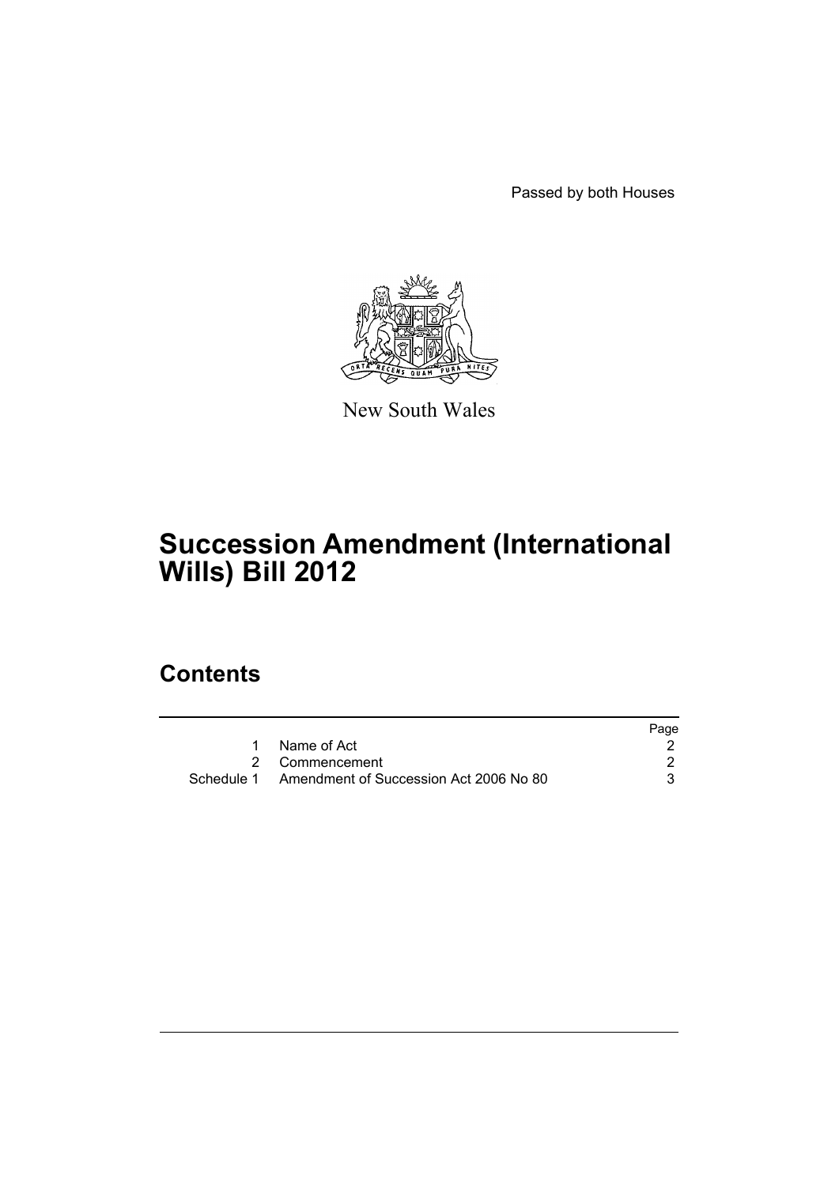Passed by both Houses

New South Wales

# Succession Amendment (International Wills) Bill 2012

## Contents

| | | Page |
|---|---|---|
| 1 | Name of Act | 2 |
| 2 | Commencement | 2 |
| Schedule 1 | Amendment of Succession Act 2006 No 80 | 3 |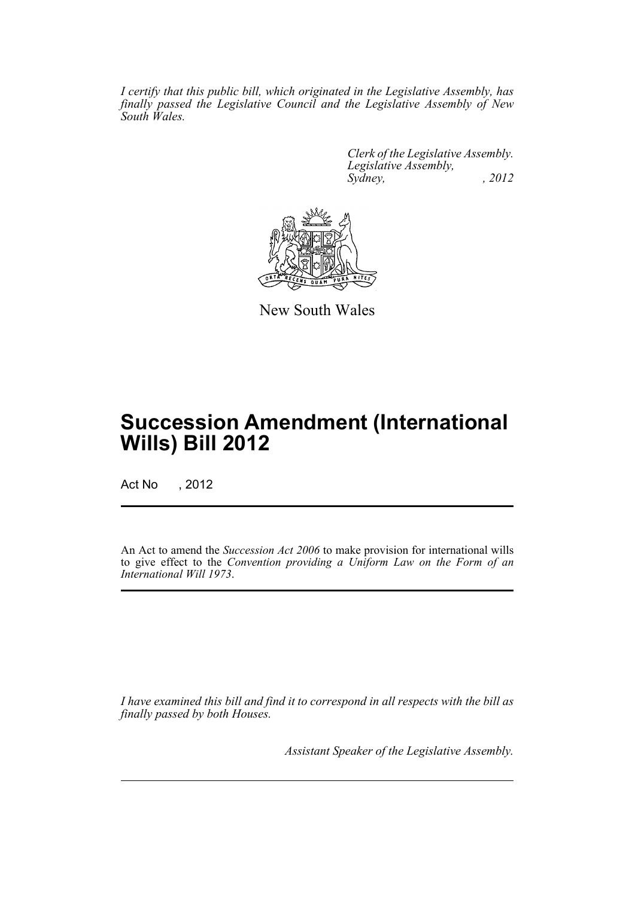*I certify that this public bill, which originated in the Legislative Assembly, has finally passed the Legislative Council and the Legislative Assembly of New South Wales.*

*Clerk of the Legislative Assembly.*
*Legislative Assembly,*
*Sydney, , 2012*

New South Wales

# Succession Amendment (International Wills) Bill 2012

Act No , 2012

An Act to amend the *Succession Act 2006* to make provision for international wills to give effect to the *Convention providing a Uniform Law on the Form of an International Will 1973*.

*I have examined this bill and find it to correspond in all respects with the bill as finally passed by both Houses.*

*Assistant Speaker of the Legislative Assembly.*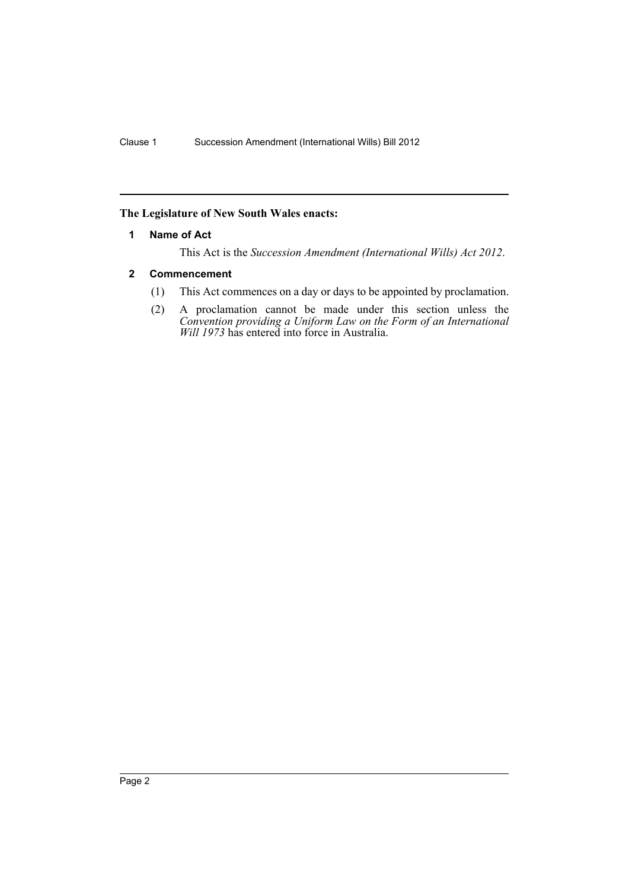**The Legislature of New South Wales enacts:**

## 1 Name of Act

This Act is the *Succession Amendment (International Wills) Act 2012*.

## 2 Commencement

(1) This Act commences on a day or days to be appointed by proclamation.

(2) A proclamation cannot be made under this section unless the *Convention providing a Uniform Law on the Form of an International Will 1973* has entered into force in Australia.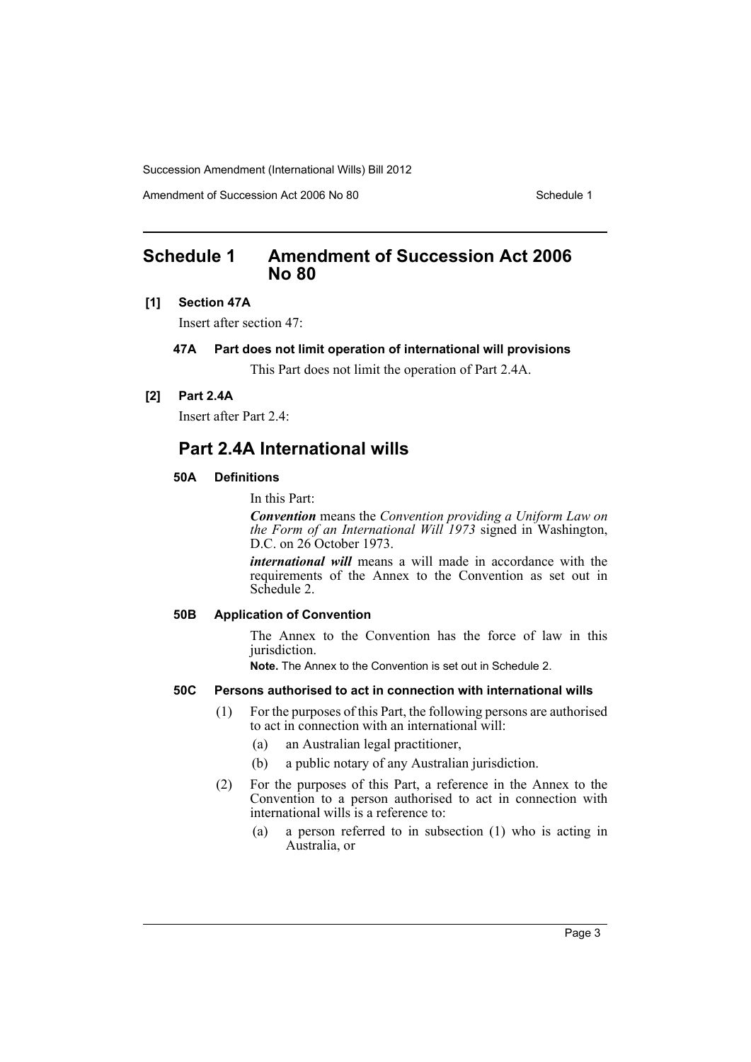## Schedule 1 Amendment of Succession Act 2006 No 80

**[1] Section 47A**

Insert after section 47:

**47A Part does not limit operation of international will provisions**

This Part does not limit the operation of Part 2.4A.

**[2] Part 2.4A**

Insert after Part 2.4:

## Part 2.4A International wills

**50A Definitions**

In this Part:

***Convention*** means the *Convention providing a Uniform Law on the Form of an International Will 1973* signed in Washington, D.C. on 26 October 1973.

***international will*** means a will made in accordance with the requirements of the Annex to the Convention as set out in Schedule 2.

**50B Application of Convention**

The Annex to the Convention has the force of law in this jurisdiction.

**Note.** The Annex to the Convention is set out in Schedule 2.

**50C Persons authorised to act in connection with international wills**

(1) For the purposes of this Part, the following persons are authorised to act in connection with an international will:

- (a) an Australian legal practitioner,
- (b) a public notary of any Australian jurisdiction.

(2) For the purposes of this Part, a reference in the Annex to the Convention to a person authorised to act in connection with international wills is a reference to:

- (a) a person referred to in subsection (1) who is acting in Australia, or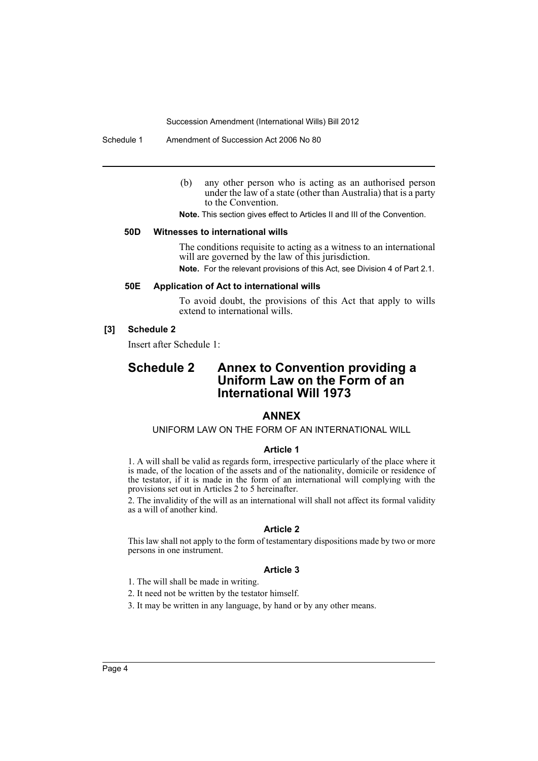(b) any other person who is acting as an authorised person under the law of a state (other than Australia) that is a party to the Convention.

**Note.** This section gives effect to Articles II and III of the Convention.

### 50D Witnesses to international wills

The conditions requisite to acting as a witness to an international will are governed by the law of this jurisdiction.

**Note.** For the relevant provisions of this Act, see Division 4 of Part 2.1.

### 50E Application of Act to international wills

To avoid doubt, the provisions of this Act that apply to wills extend to international wills.

**[3] Schedule 2**

Insert after Schedule 1:

## Schedule 2 Annex to Convention providing a Uniform Law on the Form of an International Will 1973

### ANNEX

UNIFORM LAW ON THE FORM OF AN INTERNATIONAL WILL

#### Article 1

1. A will shall be valid as regards form, irrespective particularly of the place where it is made, of the location of the assets and of the nationality, domicile or residence of the testator, if it is made in the form of an international will complying with the provisions set out in Articles 2 to 5 hereinafter.

2. The invalidity of the will as an international will shall not affect its formal validity as a will of another kind.

#### Article 2

This law shall not apply to the form of testamentary dispositions made by two or more persons in one instrument.

#### Article 3

1. The will shall be made in writing.

2. It need not be written by the testator himself.

3. It may be written in any language, by hand or by any other means.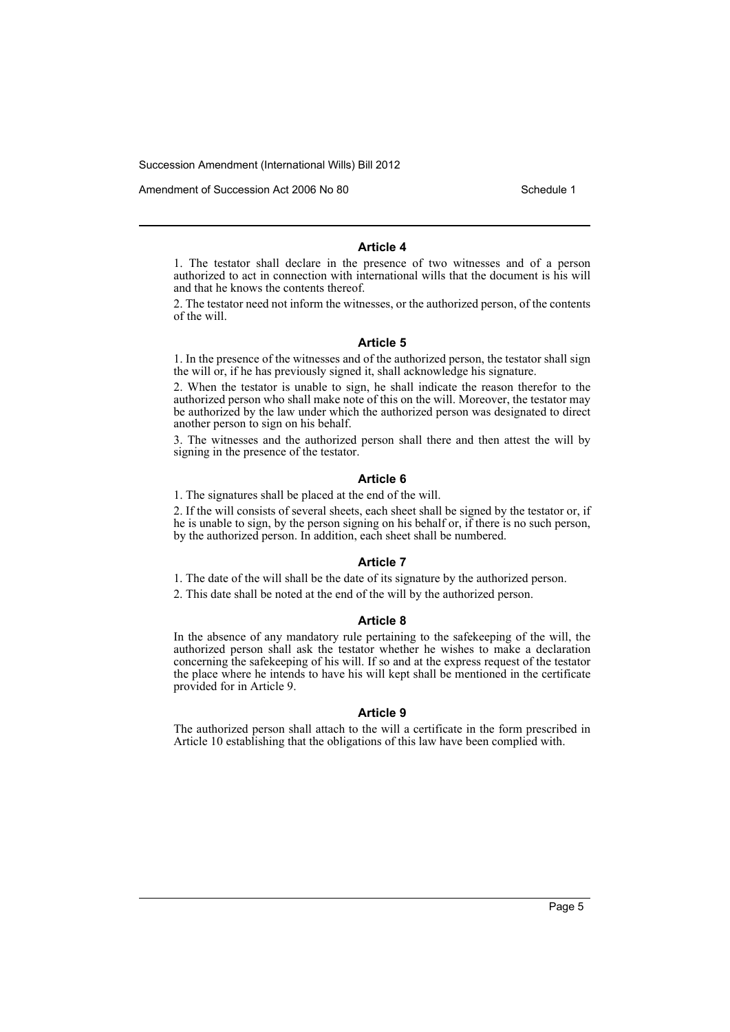#### Article 4

1. The testator shall declare in the presence of two witnesses and of a person authorized to act in connection with international wills that the document is his will and that he knows the contents thereof.

2. The testator need not inform the witnesses, or the authorized person, of the contents of the will.

#### Article 5

1. In the presence of the witnesses and of the authorized person, the testator shall sign the will or, if he has previously signed it, shall acknowledge his signature.

2. When the testator is unable to sign, he shall indicate the reason therefor to the authorized person who shall make note of this on the will. Moreover, the testator may be authorized by the law under which the authorized person was designated to direct another person to sign on his behalf.

3. The witnesses and the authorized person shall there and then attest the will by signing in the presence of the testator.

#### Article 6

1. The signatures shall be placed at the end of the will.

2. If the will consists of several sheets, each sheet shall be signed by the testator or, if he is unable to sign, by the person signing on his behalf or, if there is no such person, by the authorized person. In addition, each sheet shall be numbered.

#### Article 7

1. The date of the will shall be the date of its signature by the authorized person.

2. This date shall be noted at the end of the will by the authorized person.

#### Article 8

In the absence of any mandatory rule pertaining to the safekeeping of the will, the authorized person shall ask the testator whether he wishes to make a declaration concerning the safekeeping of his will. If so and at the express request of the testator the place where he intends to have his will kept shall be mentioned in the certificate provided for in Article 9.

#### Article 9

The authorized person shall attach to the will a certificate in the form prescribed in Article 10 establishing that the obligations of this law have been complied with.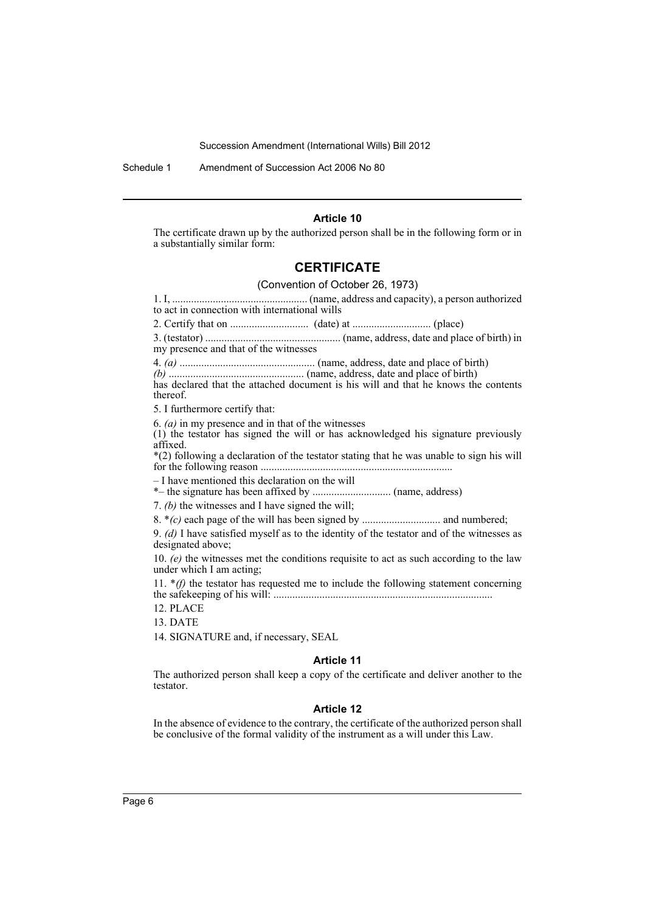### Article 10

The certificate drawn up by the authorized person shall be in the following form or in a substantially similar form:

## CERTIFICATE

(Convention of October 26, 1973)

1. I, .................................................. (name, address and capacity), a person authorized to act in connection with international wills

2. Certify that on ............................. (date) at ............................. (place)

3. (testator) .................................................. (name, address, date and place of birth) in my presence and that of the witnesses

4. *(a)* .................................................. (name, address, date and place of birth)
*(b)* .................................................. (name, address, date and place of birth)
has declared that the attached document is his will and that he knows the contents thereof.

5. I furthermore certify that:

6. *(a)* in my presence and in that of the witnesses
(1) the testator has signed the will or has acknowledged his signature previously affixed.
*(2) following a declaration of the testator stating that he was unable to sign his will for the following reason .......................................................................
– I have mentioned this declaration on the will
*– the signature has been affixed by ............................. (name, address)

7. *(b)* the witnesses and I have signed the will;

8. **(c)* each page of the will has been signed by ............................. and numbered;

9. *(d)* I have satisfied myself as to the identity of the testator and of the witnesses as designated above;

10. *(e)* the witnesses met the conditions requisite to act as such according to the law under which I am acting;

11. **(f)* the testator has requested me to include the following statement concerning the safekeeping of his will: .................................................................................

12. PLACE

13. DATE

14. SIGNATURE and, if necessary, SEAL

### Article 11

The authorized person shall keep a copy of the certificate and deliver another to the testator.

### Article 12

In the absence of evidence to the contrary, the certificate of the authorized person shall be conclusive of the formal validity of the instrument as a will under this Law.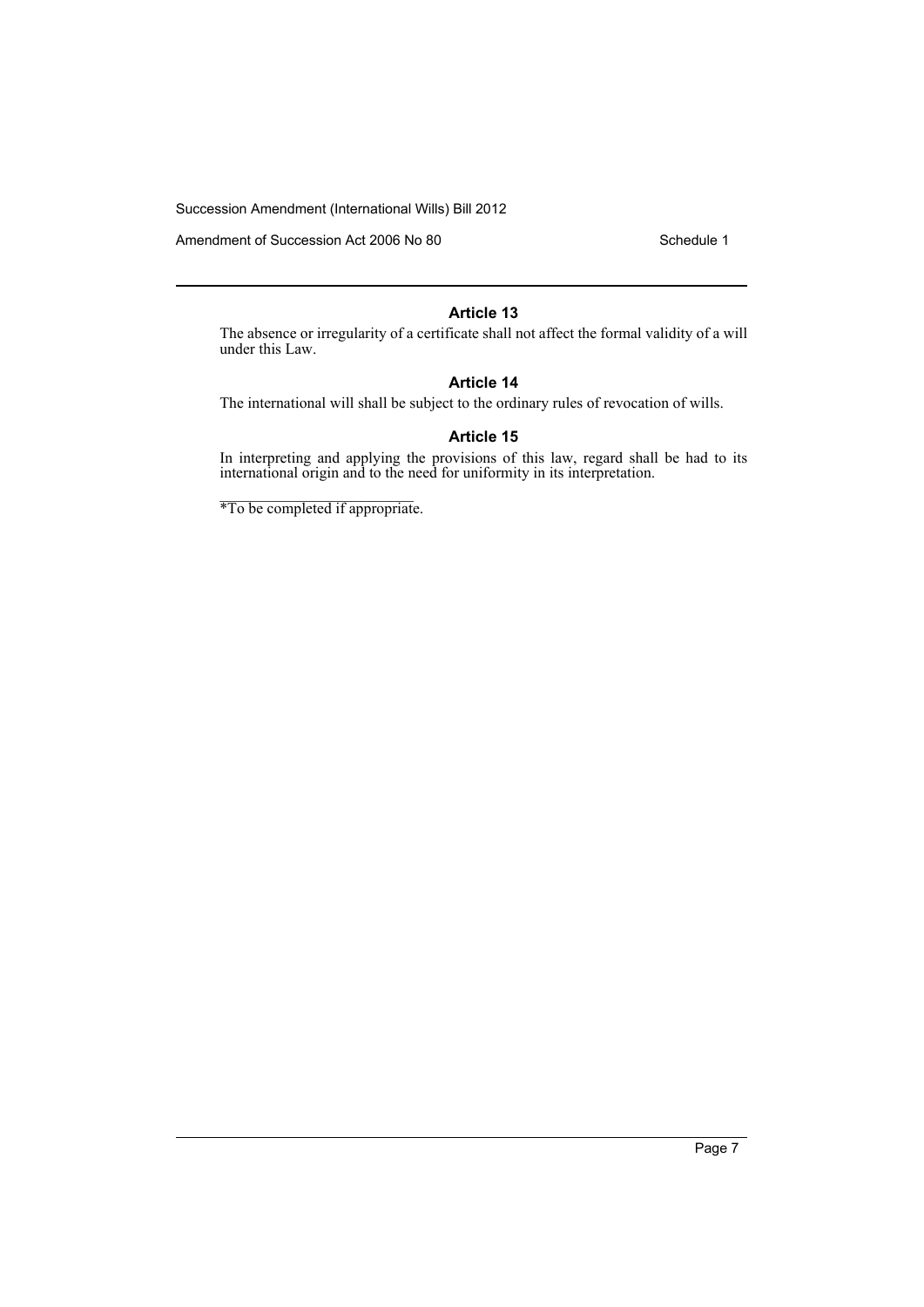#### Article 13

The absence or irregularity of a certificate shall not affect the formal validity of a will under this Law.

#### Article 14

The international will shall be subject to the ordinary rules of revocation of wills.

#### Article 15

In interpreting and applying the provisions of this law, regard shall be had to its international origin and to the need for uniformity in its interpretation.

---

*To be completed if appropriate.